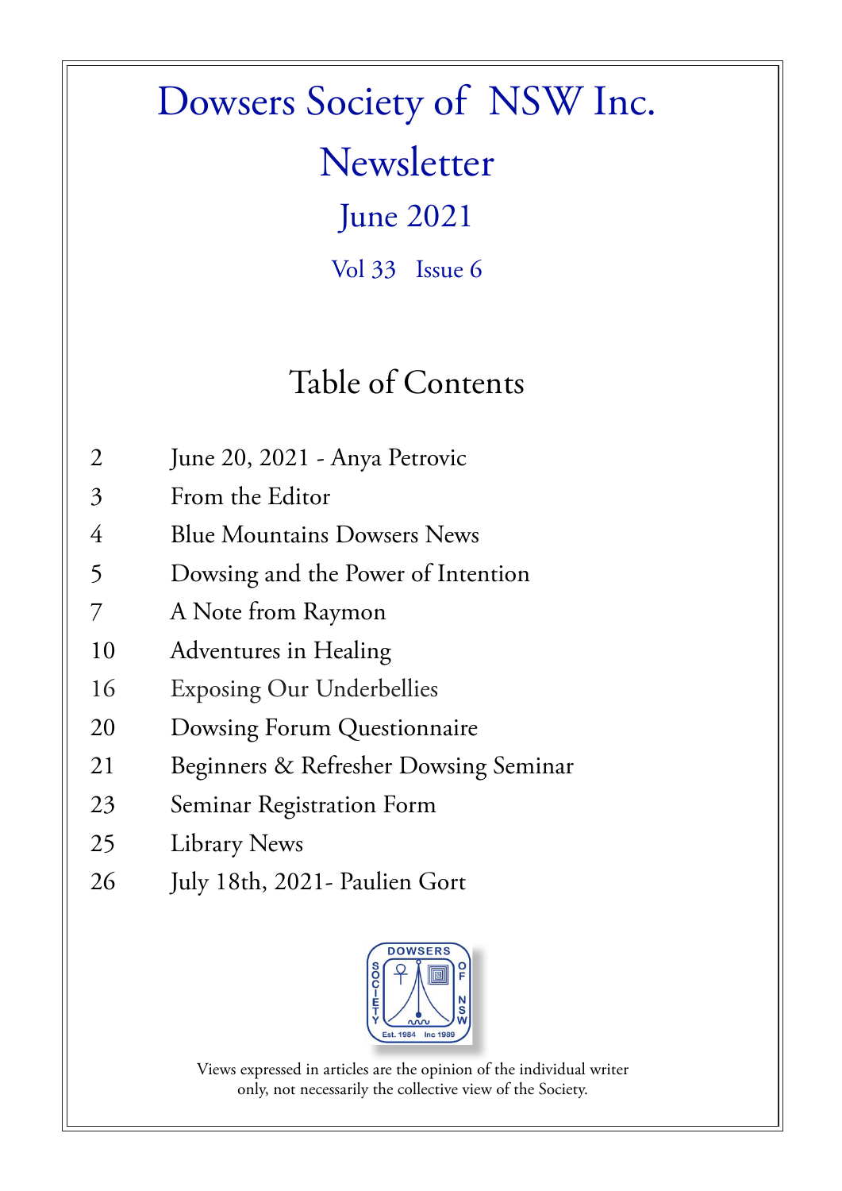# Dowsers Society of NSW Inc.

# Newsletter

## June 2021

Vol 33 Issue 6

## Table of Contents

| | |
|---|---|
| 2 | June 20, 2021 - Anya Petrovic |
| 3 | From the Editor |
| 4 | Blue Mountains Dowsers News |
| 5 | Dowsing and the Power of Intention |
| 7 | A Note from Raymon |
| 10 | Adventures in Healing |
| 16 | Exposing Our Underbellies |
| 20 | Dowsing Forum Questionnaire |
| 21 | Beginners & Refresher Dowsing Seminar |
| 23 | Seminar Registration Form |
| 25 | Library News |
| 26 | July 18th, 2021- Paulien Gort |

DOWSERS SOCIETY OF NSW Est. 1984 Inc 1989

Views expressed in articles are the opinion of the individual writer only, not necessarily the collective view of the Society.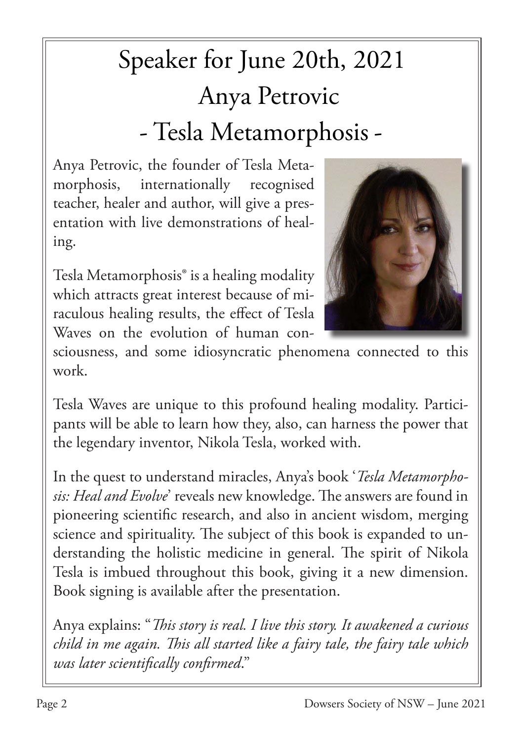# Speaker for June 20th, 2021
# Anya Petrovic
# - Tesla Metamorphosis -

Anya Petrovic, the founder of Tesla Metamorphosis, internationally recognised teacher, healer and author, will give a presentation with live demonstrations of healing.

Tesla Metamorphosis® is a healing modality which attracts great interest because of miraculous healing results, the effect of Tesla Waves on the evolution of human consciousness, and some idiosyncratic phenomena connected to this work.

Tesla Waves are unique to this profound healing modality. Participants will be able to learn how they, also, can harness the power that the legendary inventor, Nikola Tesla, worked with.

In the quest to understand miracles, Anya's book '*Tesla Metamorphosis: Heal and Evolve*' reveals new knowledge. The answers are found in pioneering scientific research, and also in ancient wisdom, merging science and spirituality. The subject of this book is expanded to understanding the holistic medicine in general. The spirit of Nikola Tesla is imbued throughout this book, giving it a new dimension. Book signing is available after the presentation.

Anya explains: "*This story is real. I live this story. It awakened a curious child in me again. This all started like a fairy tale, the fairy tale which was later scientifically confirmed*."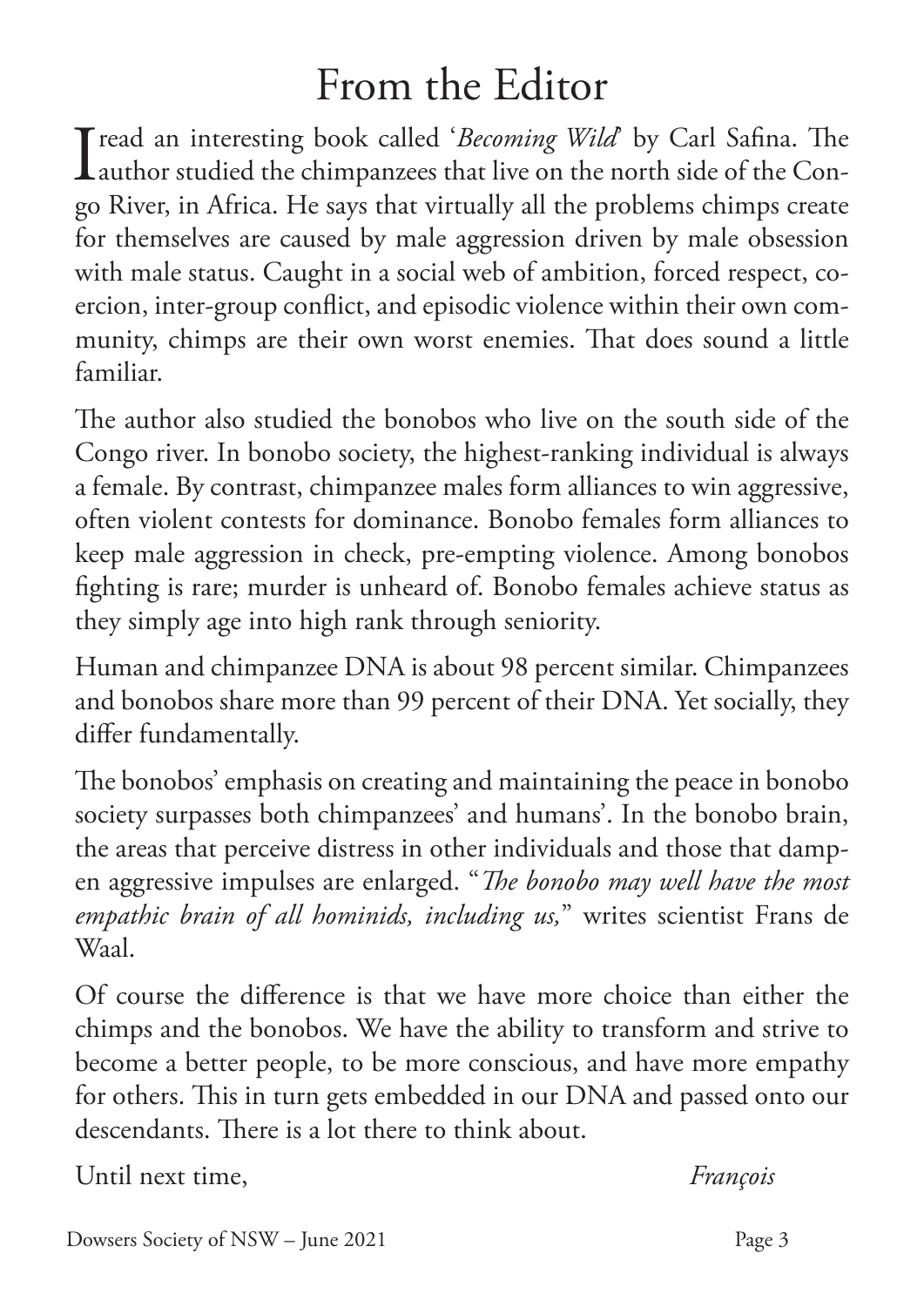# From the Editor

I read an interesting book called '*Becoming Wild*' by Carl Safina. The author studied the chimpanzees that live on the north side of the Congo River, in Africa. He says that virtually all the problems chimps create for themselves are caused by male aggression driven by male obsession with male status. Caught in a social web of ambition, forced respect, coercion, inter-group conflict, and episodic violence within their own community, chimps are their own worst enemies. That does sound a little familiar.

The author also studied the bonobos who live on the south side of the Congo river. In bonobo society, the highest-ranking individual is always a female. By contrast, chimpanzee males form alliances to win aggressive, often violent contests for dominance. Bonobo females form alliances to keep male aggression in check, pre-empting violence. Among bonobos fighting is rare; murder is unheard of. Bonobo females achieve status as they simply age into high rank through seniority.

Human and chimpanzee DNA is about 98 percent similar. Chimpanzees and bonobos share more than 99 percent of their DNA. Yet socially, they differ fundamentally.

The bonobos' emphasis on creating and maintaining the peace in bonobo society surpasses both chimpanzees' and humans'. In the bonobo brain, the areas that perceive distress in other individuals and those that dampen aggressive impulses are enlarged. "*The bonobo may well have the most empathic brain of all hominids, including us,*" writes scientist Frans de Waal.

Of course the difference is that we have more choice than either the chimps and the bonobos. We have the ability to transform and strive to become a better people, to be more conscious, and have more empathy for others. This in turn gets embedded in our DNA and passed onto our descendants. There is a lot there to think about.

Until next time, *François*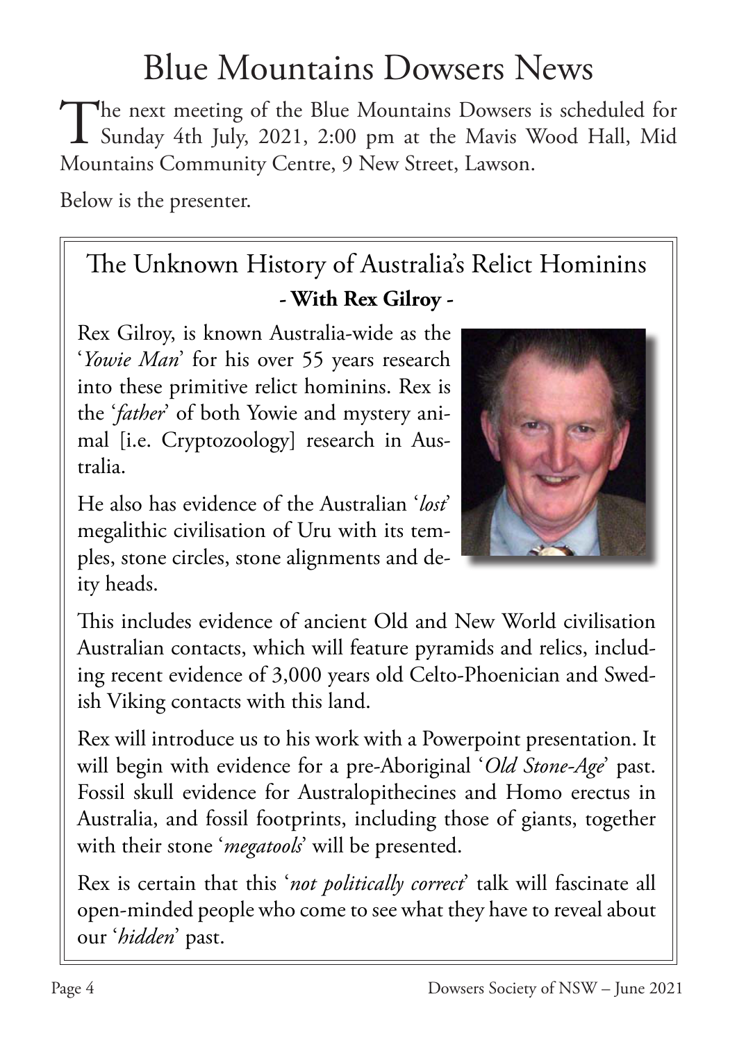# Blue Mountains Dowsers News

The next meeting of the Blue Mountains Dowsers is scheduled for Sunday 4th July, 2021, 2:00 pm at the Mavis Wood Hall, Mid Mountains Community Centre, 9 New Street, Lawson.

Below is the presenter.

## The Unknown History of Australia's Relict Hominins

**- With Rex Gilroy -**

Rex Gilroy, is known Australia-wide as the '*Yowie Man*' for his over 55 years research into these primitive relict hominins. Rex is the '*father*' of both Yowie and mystery animal [i.e. Cryptozoology] research in Australia.

He also has evidence of the Australian '*lost*' megalithic civilisation of Uru with its temples, stone circles, stone alignments and deity heads.

This includes evidence of ancient Old and New World civilisation Australian contacts, which will feature pyramids and relics, including recent evidence of 3,000 years old Celto-Phoenician and Swedish Viking contacts with this land.

Rex will introduce us to his work with a Powerpoint presentation. It will begin with evidence for a pre-Aboriginal '*Old Stone-Age*' past. Fossil skull evidence for Australopithecines and Homo erectus in Australia, and fossil footprints, including those of giants, together with their stone '*megatools*' will be presented.

Rex is certain that this '*not politically correct*' talk will fascinate all open-minded people who come to see what they have to reveal about our '*hidden*' past.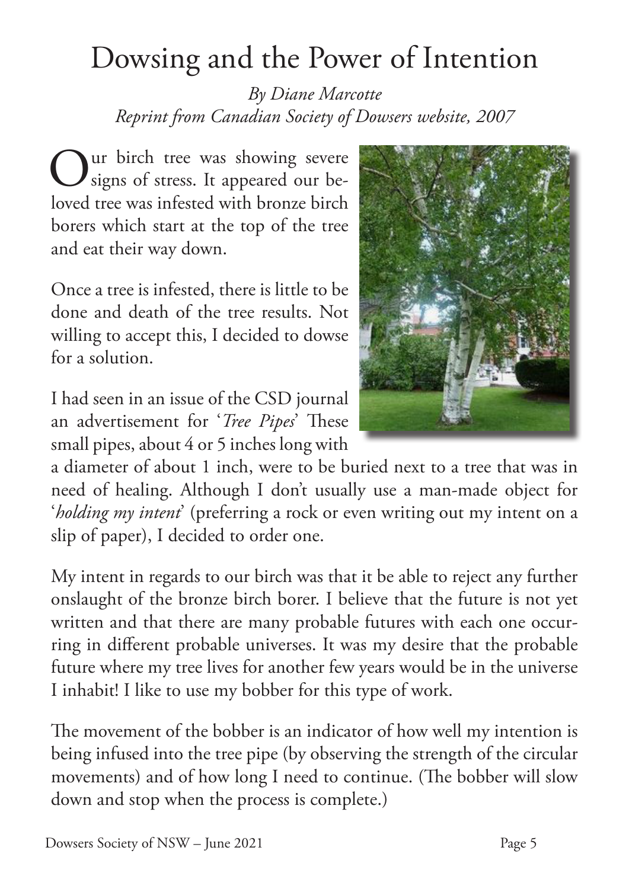# Dowsing and the Power of Intention

*By Diane Marcotte*
*Reprint from Canadian Society of Dowsers website, 2007*

Our birch tree was showing severe signs of stress. It appeared our beloved tree was infested with bronze birch borers which start at the top of the tree and eat their way down.

Once a tree is infested, there is little to be done and death of the tree results. Not willing to accept this, I decided to dowse for a solution.

I had seen in an issue of the CSD journal an advertisement for '*Tree Pipes*' These small pipes, about 4 or 5 inches long with a diameter of about 1 inch, were to be buried next to a tree that was in need of healing. Although I don't usually use a man-made object for '*holding my intent*' (preferring a rock or even writing out my intent on a slip of paper), I decided to order one.

My intent in regards to our birch was that it be able to reject any further onslaught of the bronze birch borer. I believe that the future is not yet written and that there are many probable futures with each one occurring in different probable universes. It was my desire that the probable future where my tree lives for another few years would be in the universe I inhabit! I like to use my bobber for this type of work.

The movement of the bobber is an indicator of how well my intention is being infused into the tree pipe (by observing the strength of the circular movements) and of how long I need to continue. (The bobber will slow down and stop when the process is complete.)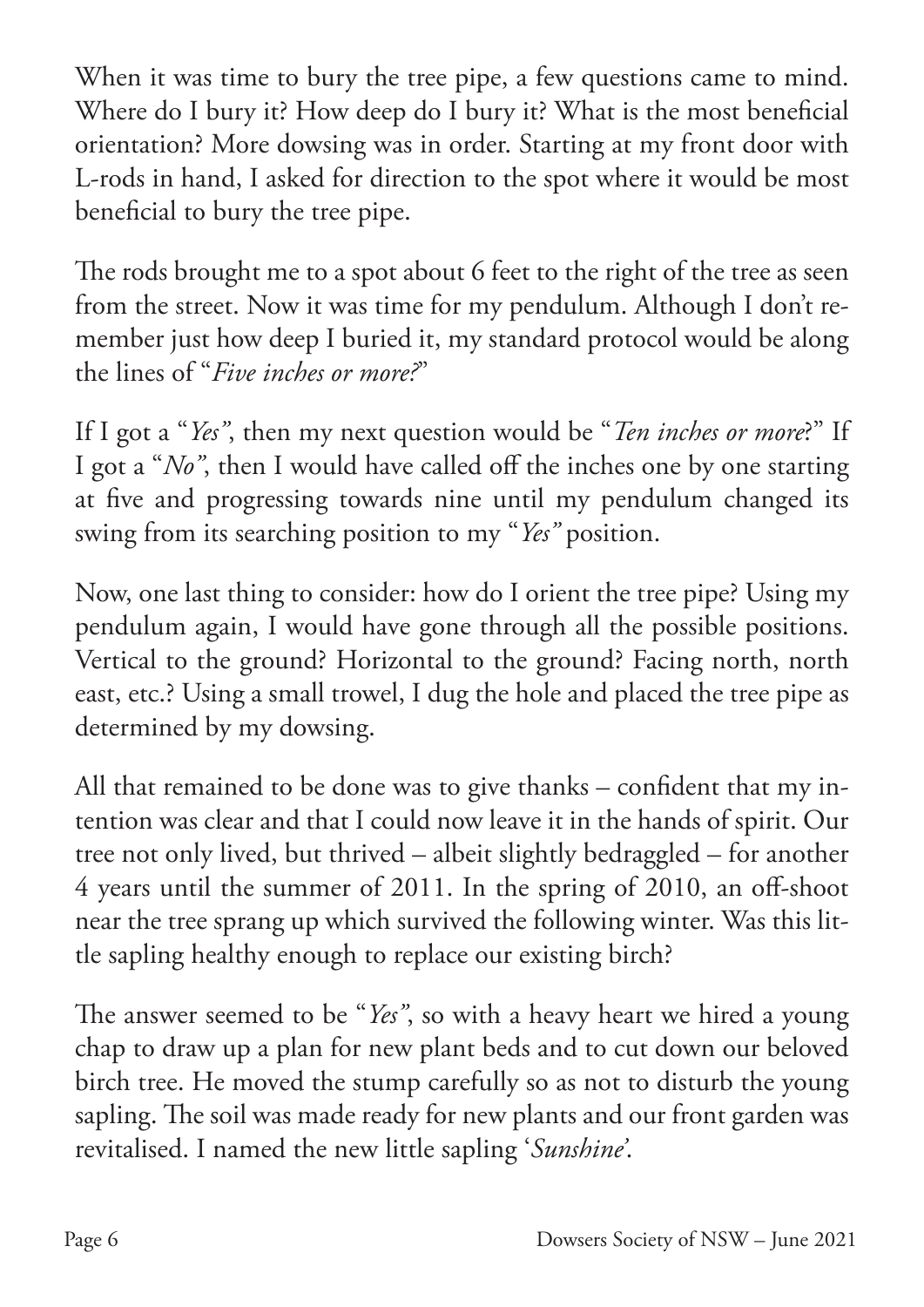When it was time to bury the tree pipe, a few questions came to mind. Where do I bury it? How deep do I bury it? What is the most beneficial orientation? More dowsing was in order. Starting at my front door with L-rods in hand, I asked for direction to the spot where it would be most beneficial to bury the tree pipe.

The rods brought me to a spot about 6 feet to the right of the tree as seen from the street. Now it was time for my pendulum. Although I don't remember just how deep I buried it, my standard protocol would be along the lines of "*Five inches or more?*"

If I got a "*Yes"*, then my next question would be "*Ten inches or more*?" If I got a "*No"*, then I would have called off the inches one by one starting at five and progressing towards nine until my pendulum changed its swing from its searching position to my "*Yes"* position.

Now, one last thing to consider: how do I orient the tree pipe? Using my pendulum again, I would have gone through all the possible positions. Vertical to the ground? Horizontal to the ground? Facing north, north east, etc.? Using a small trowel, I dug the hole and placed the tree pipe as determined by my dowsing.

All that remained to be done was to give thanks – confident that my intention was clear and that I could now leave it in the hands of spirit. Our tree not only lived, but thrived – albeit slightly bedraggled – for another 4 years until the summer of 2011. In the spring of 2010, an off-shoot near the tree sprang up which survived the following winter. Was this little sapling healthy enough to replace our existing birch?

The answer seemed to be "*Yes"*, so with a heavy heart we hired a young chap to draw up a plan for new plant beds and to cut down our beloved birch tree. He moved the stump carefully so as not to disturb the young sapling. The soil was made ready for new plants and our front garden was revitalised. I named the new little sapling '*Sunshine*'.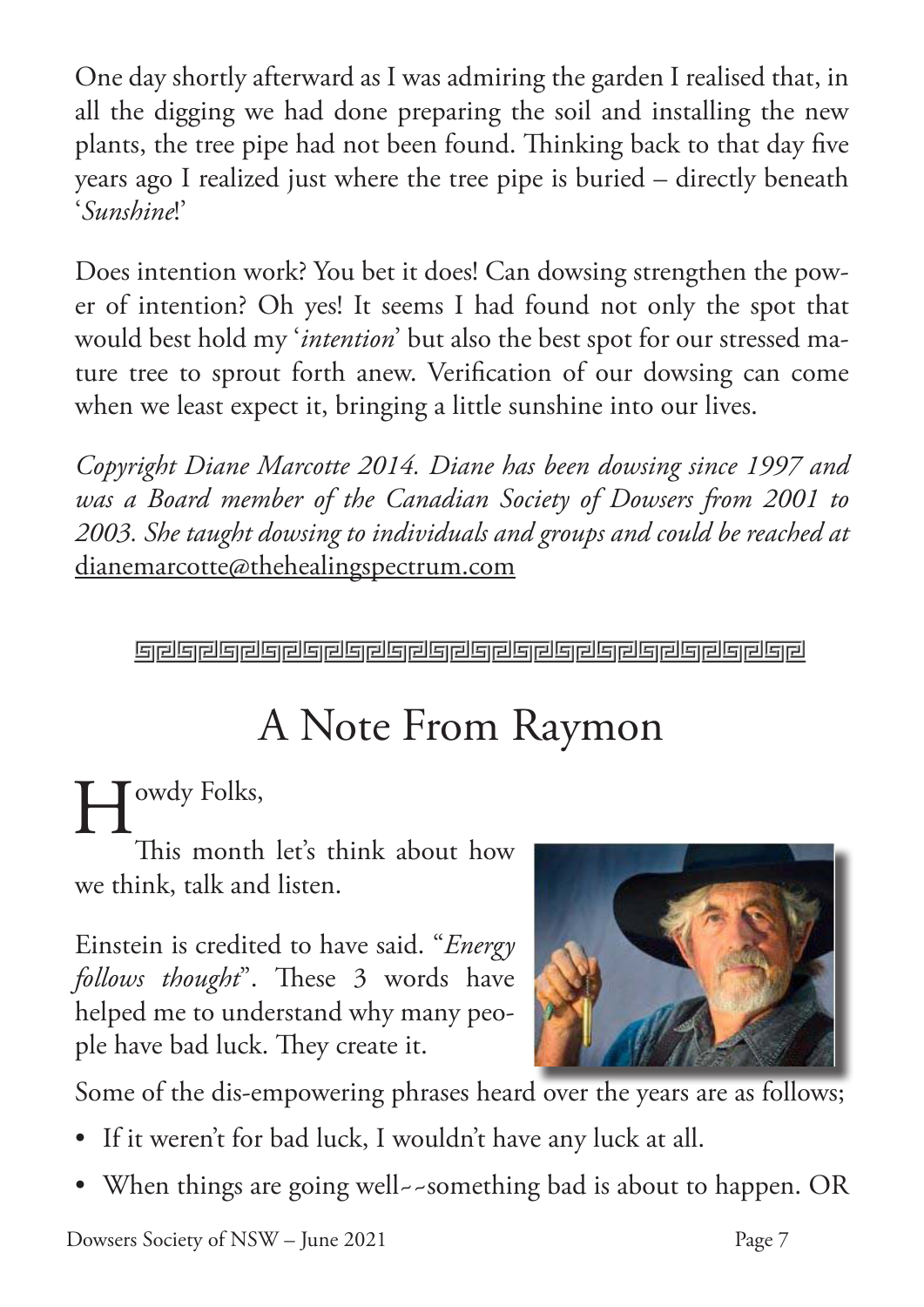One day shortly afterward as I was admiring the garden I realised that, in all the digging we had done preparing the soil and installing the new plants, the tree pipe had not been found. Thinking back to that day five years ago I realized just where the tree pipe is buried – directly beneath '*Sunshine*!'

Does intention work? You bet it does! Can dowsing strengthen the power of intention? Oh yes! It seems I had found not only the spot that would best hold my '*intention*' but also the best spot for our stressed mature tree to sprout forth anew. Verification of our dowsing can come when we least expect it, bringing a little sunshine into our lives.

*Copyright Diane Marcotte 2014. Diane has been dowsing since 1997 and was a Board member of the Canadian Society of Dowsers from 2001 to 2003. She taught dowsing to individuals and groups and could be reached at* dianemarcotte@thehealingspectrum.com

---

# A Note From Raymon

Howdy Folks,

This month let's think about how we think, talk and listen.

Einstein is credited to have said. "*Energy follows thought*". These 3 words have helped me to understand why many people have bad luck. They create it.

Some of the dis-empowering phrases heard over the years are as follows;

- If it weren't for bad luck, I wouldn't have any luck at all.
- When things are going well--something bad is about to happen. OR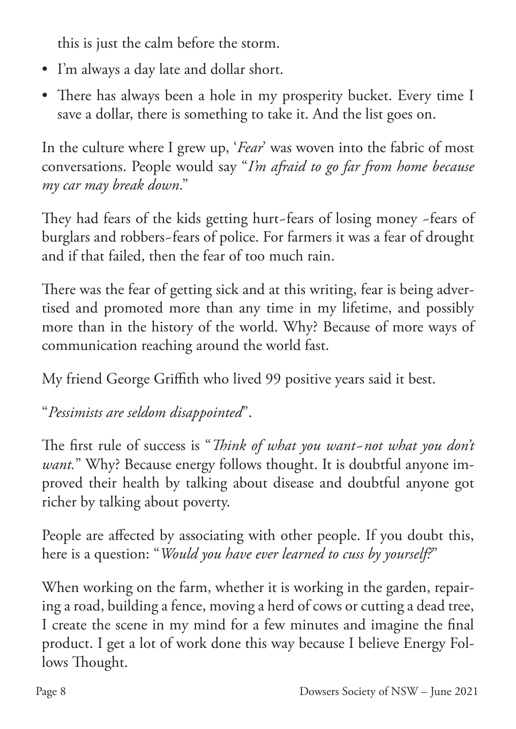this is just the calm before the storm.

- I'm always a day late and dollar short.
- There has always been a hole in my prosperity bucket. Every time I save a dollar, there is something to take it. And the list goes on.

In the culture where I grew up, '*Fear*' was woven into the fabric of most conversations. People would say "*I'm afraid to go far from home because my car may break down*."

They had fears of the kids getting hurt~fears of losing money ~fears of burglars and robbers~fears of police. For farmers it was a fear of drought and if that failed, then the fear of too much rain.

There was the fear of getting sick and at this writing, fear is being advertised and promoted more than any time in my lifetime, and possibly more than in the history of the world. Why? Because of more ways of communication reaching around the world fast.

My friend George Griffith who lived 99 positive years said it best.

"*Pessimists are seldom disappointed*".

The first rule of success is "*Think of what you want~not what you don't want.*" Why? Because energy follows thought. It is doubtful anyone improved their health by talking about disease and doubtful anyone got richer by talking about poverty.

People are affected by associating with other people. If you doubt this, here is a question: "*Would you have ever learned to cuss by yourself?*"

When working on the farm, whether it is working in the garden, repairing a road, building a fence, moving a herd of cows or cutting a dead tree, I create the scene in my mind for a few minutes and imagine the final product. I get a lot of work done this way because I believe Energy Follows Thought.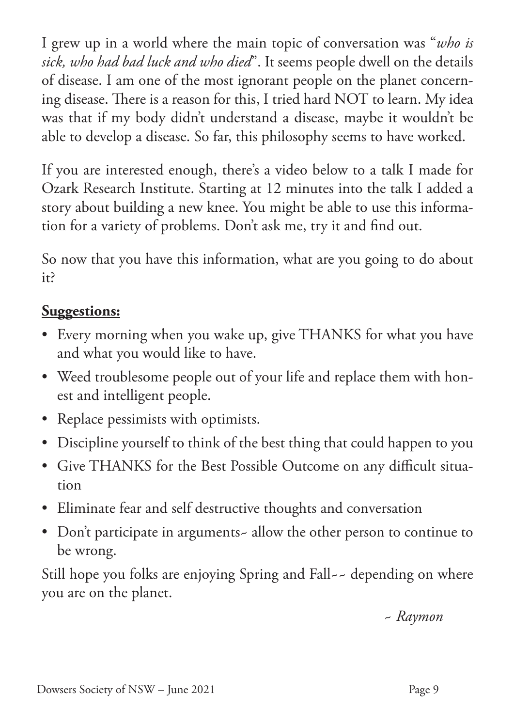I grew up in a world where the main topic of conversation was "*who is sick, who had bad luck and who died*". It seems people dwell on the details of disease. I am one of the most ignorant people on the planet concerning disease. There is a reason for this, I tried hard NOT to learn. My idea was that if my body didn't understand a disease, maybe it wouldn't be able to develop a disease. So far, this philosophy seems to have worked.

If you are interested enough, there's a video below to a talk I made for Ozark Research Institute. Starting at 12 minutes into the talk I added a story about building a new knee. You might be able to use this information for a variety of problems. Don't ask me, try it and find out.

So now that you have this information, what are you going to do about it?

**Suggestions:**

- Every morning when you wake up, give THANKS for what you have and what you would like to have.
- Weed troublesome people out of your life and replace them with honest and intelligent people.
- Replace pessimists with optimists.
- Discipline yourself to think of the best thing that could happen to you
- Give THANKS for the Best Possible Outcome on any difficult situation
- Eliminate fear and self destructive thoughts and conversation
- Don't participate in arguments~ allow the other person to continue to be wrong.

Still hope you folks are enjoying Spring and Fall~~ depending on where you are on the planet.

*~ Raymon*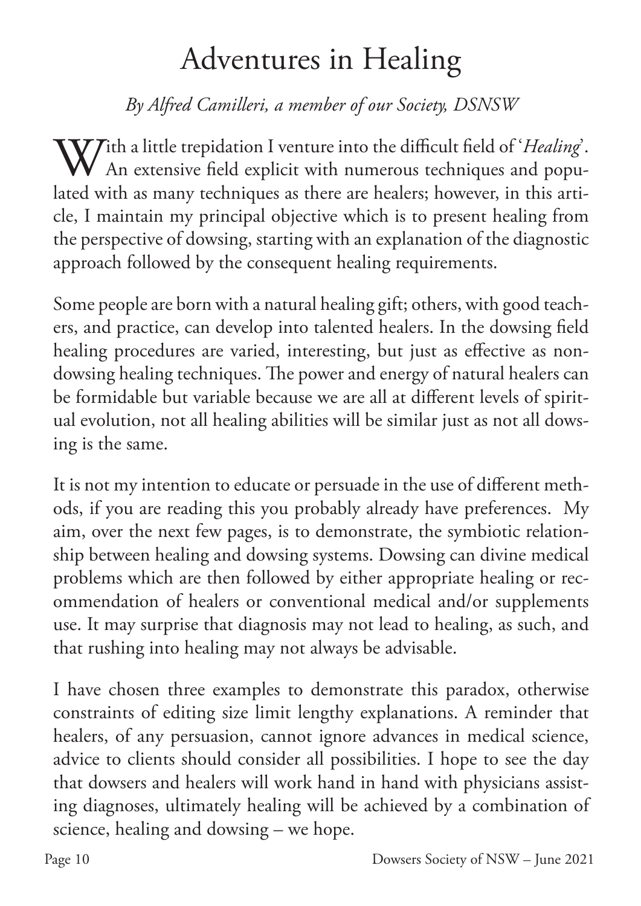# Adventures in Healing

*By Alfred Camilleri, a member of our Society, DSNSW*

With a little trepidation I venture into the difficult field of '*Healing*'. An extensive field explicit with numerous techniques and populated with as many techniques as there are healers; however, in this article, I maintain my principal objective which is to present healing from the perspective of dowsing, starting with an explanation of the diagnostic approach followed by the consequent healing requirements.

Some people are born with a natural healing gift; others, with good teachers, and practice, can develop into talented healers. In the dowsing field healing procedures are varied, interesting, but just as effective as non-dowsing healing techniques. The power and energy of natural healers can be formidable but variable because we are all at different levels of spiritual evolution, not all healing abilities will be similar just as not all dowsing is the same.

It is not my intention to educate or persuade in the use of different methods, if you are reading this you probably already have preferences. My aim, over the next few pages, is to demonstrate, the symbiotic relationship between healing and dowsing systems. Dowsing can divine medical problems which are then followed by either appropriate healing or recommendation of healers or conventional medical and/or supplements use. It may surprise that diagnosis may not lead to healing, as such, and that rushing into healing may not always be advisable.

I have chosen three examples to demonstrate this paradox, otherwise constraints of editing size limit lengthy explanations. A reminder that healers, of any persuasion, cannot ignore advances in medical science, advice to clients should consider all possibilities. I hope to see the day that dowsers and healers will work hand in hand with physicians assisting diagnoses, ultimately healing will be achieved by a combination of science, healing and dowsing – we hope.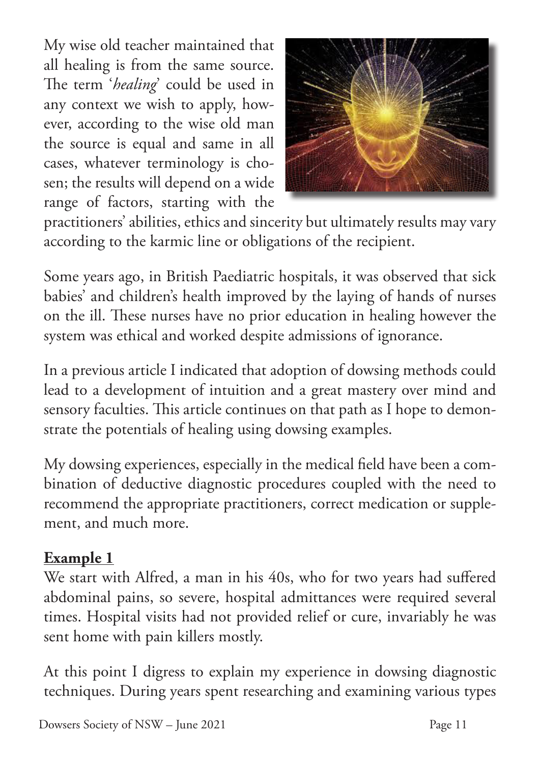My wise old teacher maintained that all healing is from the same source. The term '*healing*' could be used in any context we wish to apply, however, according to the wise old man the source is equal and same in all cases, whatever terminology is chosen; the results will depend on a wide range of factors, starting with the practitioners' abilities, ethics and sincerity but ultimately results may vary according to the karmic line or obligations of the recipient.

Some years ago, in British Paediatric hospitals, it was observed that sick babies' and children's health improved by the laying of hands of nurses on the ill. These nurses have no prior education in healing however the system was ethical and worked despite admissions of ignorance.

In a previous article I indicated that adoption of dowsing methods could lead to a development of intuition and a great mastery over mind and sensory faculties. This article continues on that path as I hope to demonstrate the potentials of healing using dowsing examples.

My dowsing experiences, especially in the medical field have been a combination of deductive diagnostic procedures coupled with the need to recommend the appropriate practitioners, correct medication or supplement, and much more.

**Example 1**

We start with Alfred, a man in his 40s, who for two years had suffered abdominal pains, so severe, hospital admittances were required several times. Hospital visits had not provided relief or cure, invariably he was sent home with pain killers mostly.

At this point I digress to explain my experience in dowsing diagnostic techniques. During years spent researching and examining various types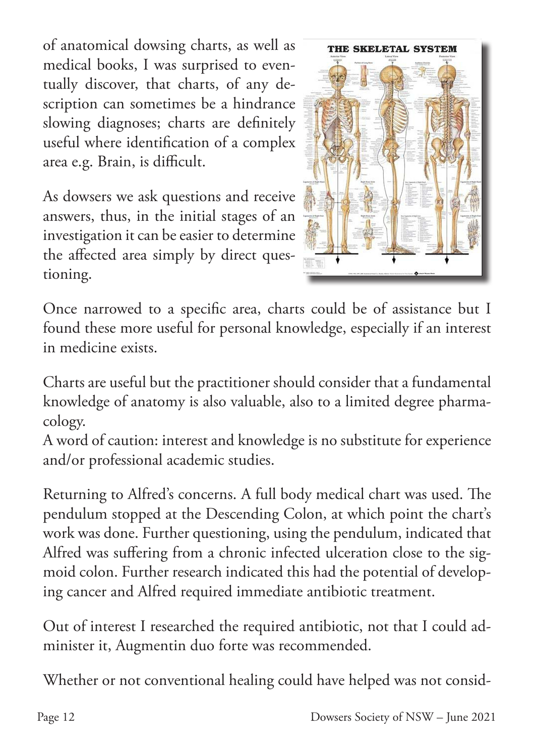of anatomical dowsing charts, as well as medical books, I was surprised to eventually discover, that charts, of any description can sometimes be a hindrance slowing diagnoses; charts are definitely useful where identification of a complex area e.g. Brain, is difficult.

As dowsers we ask questions and receive answers, thus, in the initial stages of an investigation it can be easier to determine the affected area simply by direct questioning.

Once narrowed to a specific area, charts could be of assistance but I found these more useful for personal knowledge, especially if an interest in medicine exists.

Charts are useful but the practitioner should consider that a fundamental knowledge of anatomy is also valuable, also to a limited degree pharmacology.
A word of caution: interest and knowledge is no substitute for experience and/or professional academic studies.

Returning to Alfred's concerns. A full body medical chart was used. The pendulum stopped at the Descending Colon, at which point the chart's work was done. Further questioning, using the pendulum, indicated that Alfred was suffering from a chronic infected ulceration close to the sigmoid colon. Further research indicated this had the potential of developing cancer and Alfred required immediate antibiotic treatment.

Out of interest I researched the required antibiotic, not that I could administer it, Augmentin duo forte was recommended.

Whether or not conventional healing could have helped was not consid-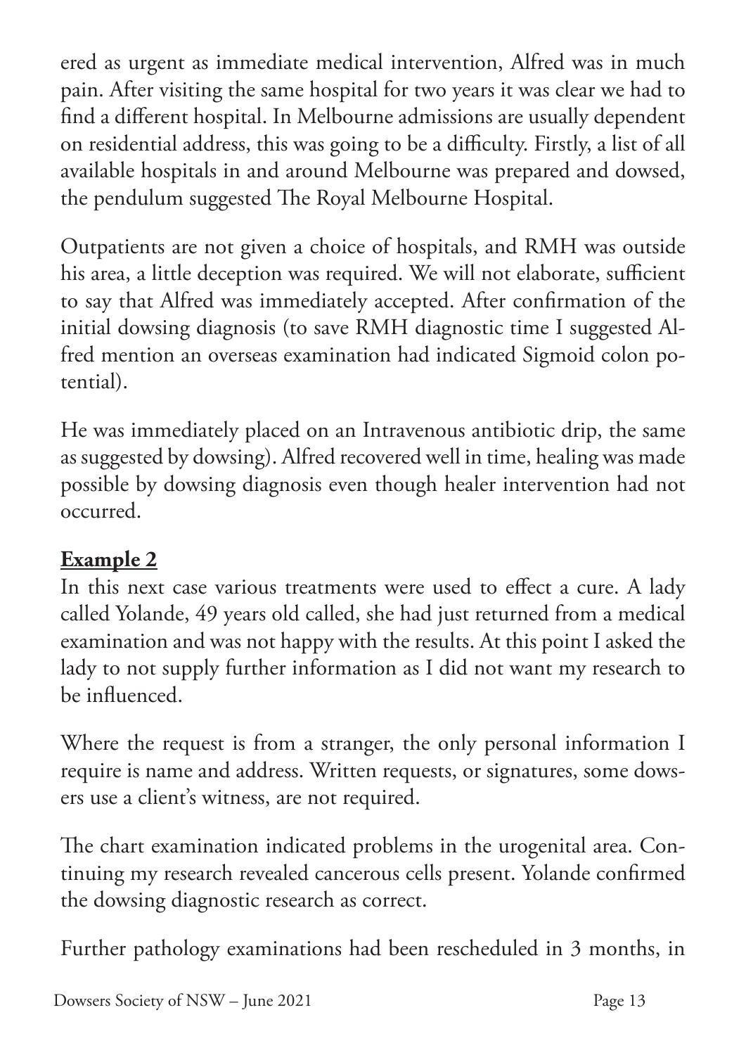ered as urgent as immediate medical intervention, Alfred was in much pain. After visiting the same hospital for two years it was clear we had to find a different hospital. In Melbourne admissions are usually dependent on residential address, this was going to be a difficulty. Firstly, a list of all available hospitals in and around Melbourne was prepared and dowsed, the pendulum suggested The Royal Melbourne Hospital.

Outpatients are not given a choice of hospitals, and RMH was outside his area, a little deception was required. We will not elaborate, sufficient to say that Alfred was immediately accepted. After confirmation of the initial dowsing diagnosis (to save RMH diagnostic time I suggested Alfred mention an overseas examination had indicated Sigmoid colon potential).

He was immediately placed on an Intravenous antibiotic drip, the same as suggested by dowsing). Alfred recovered well in time, healing was made possible by dowsing diagnosis even though healer intervention had not occurred.

**Example 2**

In this next case various treatments were used to effect a cure. A lady called Yolande, 49 years old called, she had just returned from a medical examination and was not happy with the results. At this point I asked the lady to not supply further information as I did not want my research to be influenced.

Where the request is from a stranger, the only personal information I require is name and address. Written requests, or signatures, some dowsers use a client's witness, are not required.

The chart examination indicated problems in the urogenital area. Continuing my research revealed cancerous cells present. Yolande confirmed the dowsing diagnostic research as correct.

Further pathology examinations had been rescheduled in 3 months, in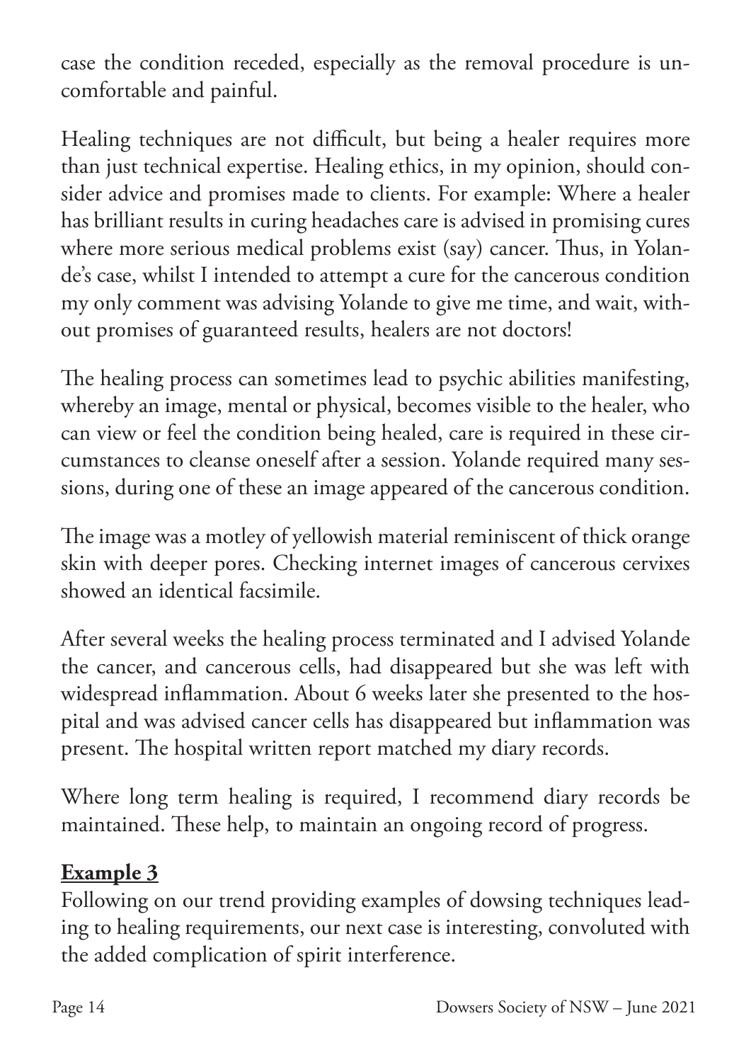case the condition receded, especially as the removal procedure is uncomfortable and painful.

Healing techniques are not difficult, but being a healer requires more than just technical expertise. Healing ethics, in my opinion, should consider advice and promises made to clients. For example: Where a healer has brilliant results in curing headaches care is advised in promising cures where more serious medical problems exist (say) cancer. Thus, in Yolande's case, whilst I intended to attempt a cure for the cancerous condition my only comment was advising Yolande to give me time, and wait, without promises of guaranteed results, healers are not doctors!

The healing process can sometimes lead to psychic abilities manifesting, whereby an image, mental or physical, becomes visible to the healer, who can view or feel the condition being healed, care is required in these circumstances to cleanse oneself after a session. Yolande required many sessions, during one of these an image appeared of the cancerous condition.

The image was a motley of yellowish material reminiscent of thick orange skin with deeper pores. Checking internet images of cancerous cervixes showed an identical facsimile.

After several weeks the healing process terminated and I advised Yolande the cancer, and cancerous cells, had disappeared but she was left with widespread inflammation. About 6 weeks later she presented to the hospital and was advised cancer cells has disappeared but inflammation was present. The hospital written report matched my diary records.

Where long term healing is required, I recommend diary records be maintained. These help, to maintain an ongoing record of progress.

**Example 3**

Following on our trend providing examples of dowsing techniques leading to healing requirements, our next case is interesting, convoluted with the added complication of spirit interference.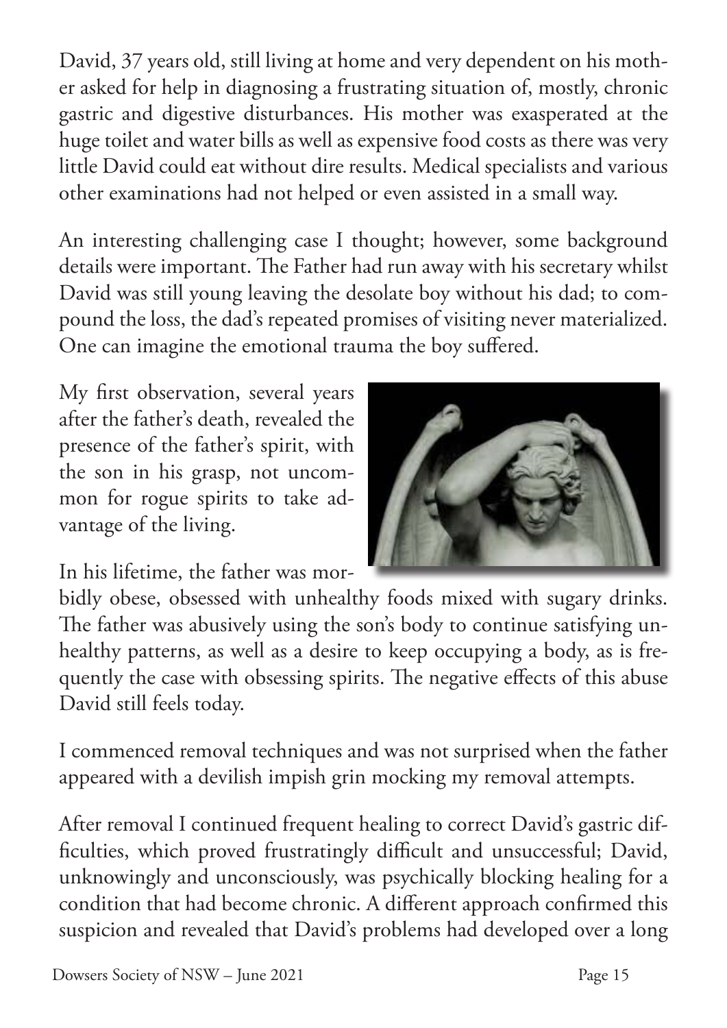David, 37 years old, still living at home and very dependent on his mother asked for help in diagnosing a frustrating situation of, mostly, chronic gastric and digestive disturbances. His mother was exasperated at the huge toilet and water bills as well as expensive food costs as there was very little David could eat without dire results. Medical specialists and various other examinations had not helped or even assisted in a small way.

An interesting challenging case I thought; however, some background details were important. The Father had run away with his secretary whilst David was still young leaving the desolate boy without his dad; to compound the loss, the dad's repeated promises of visiting never materialized. One can imagine the emotional trauma the boy suffered.

My first observation, several years after the father's death, revealed the presence of the father's spirit, with the son in his grasp, not uncommon for rogue spirits to take advantage of the living.

In his lifetime, the father was morbidly obese, obsessed with unhealthy foods mixed with sugary drinks. The father was abusively using the son's body to continue satisfying unhealthy patterns, as well as a desire to keep occupying a body, as is frequently the case with obsessing spirits. The negative effects of this abuse David still feels today.

I commenced removal techniques and was not surprised when the father appeared with a devilish impish grin mocking my removal attempts.

After removal I continued frequent healing to correct David's gastric difficulties, which proved frustratingly difficult and unsuccessful; David, unknowingly and unconsciously, was psychically blocking healing for a condition that had become chronic. A different approach confirmed this suspicion and revealed that David's problems had developed over a long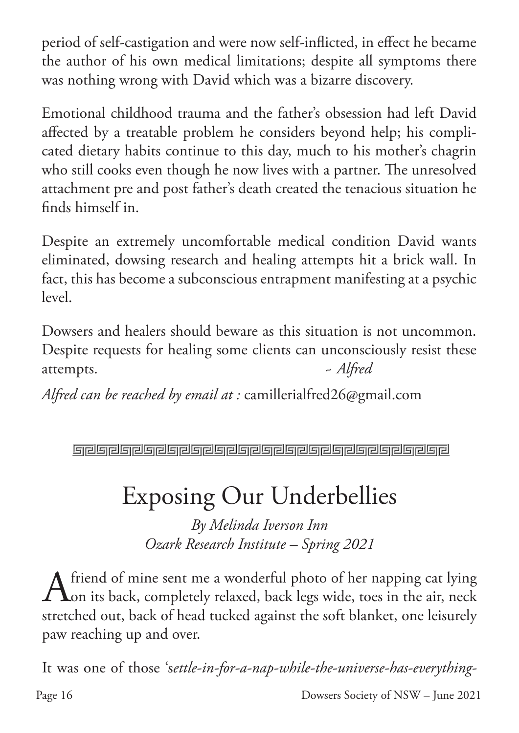period of self-castigation and were now self-inflicted, in effect he became the author of his own medical limitations; despite all symptoms there was nothing wrong with David which was a bizarre discovery.

Emotional childhood trauma and the father's obsession had left David affected by a treatable problem he considers beyond help; his complicated dietary habits continue to this day, much to his mother's chagrin who still cooks even though he now lives with a partner. The unresolved attachment pre and post father's death created the tenacious situation he finds himself in.

Despite an extremely uncomfortable medical condition David wants eliminated, dowsing research and healing attempts hit a brick wall. In fact, this has become a subconscious entrapment manifesting at a psychic level.

Dowsers and healers should beware as this situation is not uncommon. Despite requests for healing some clients can unconsciously resist these attempts. *~ Alfred*

*Alfred can be reached by email at :* camillerialfred26@gmail.com

---

# Exposing Our Underbellies

*By Melinda Iverson Inn*
*Ozark Research Institute – Spring 2021*

A friend of mine sent me a wonderful photo of her napping cat lying on its back, completely relaxed, back legs wide, toes in the air, neck stretched out, back of head tucked against the soft blanket, one leisurely paw reaching up and over.

It was one of those '*settle-in-for-a-nap-while-the-universe-has-everything-*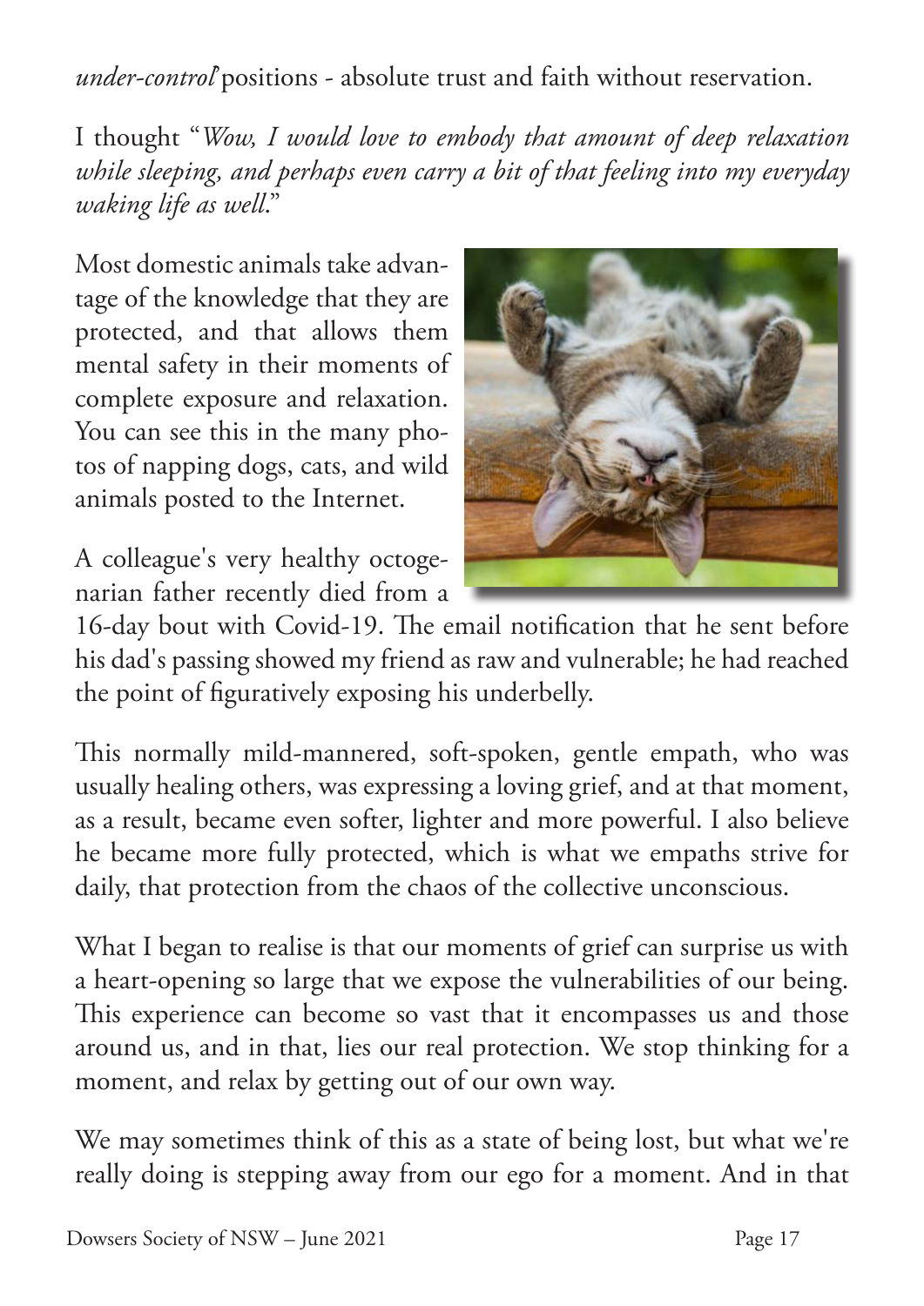*under-control*' positions - absolute trust and faith without reservation.

I thought "*Wow, I would love to embody that amount of deep relaxation while sleeping, and perhaps even carry a bit of that feeling into my everyday waking life as well.*"

Most domestic animals take advantage of the knowledge that they are protected, and that allows them mental safety in their moments of complete exposure and relaxation. You can see this in the many photos of napping dogs, cats, and wild animals posted to the Internet.

A colleague's very healthy octogenarian father recently died from a 16-day bout with Covid-19. The email notification that he sent before his dad's passing showed my friend as raw and vulnerable; he had reached the point of figuratively exposing his underbelly.

This normally mild-mannered, soft-spoken, gentle empath, who was usually healing others, was expressing a loving grief, and at that moment, as a result, became even softer, lighter and more powerful. I also believe he became more fully protected, which is what we empaths strive for daily, that protection from the chaos of the collective unconscious.

What I began to realise is that our moments of grief can surprise us with a heart-opening so large that we expose the vulnerabilities of our being. This experience can become so vast that it encompasses us and those around us, and in that, lies our real protection. We stop thinking for a moment, and relax by getting out of our own way.

We may sometimes think of this as a state of being lost, but what we're really doing is stepping away from our ego for a moment. And in that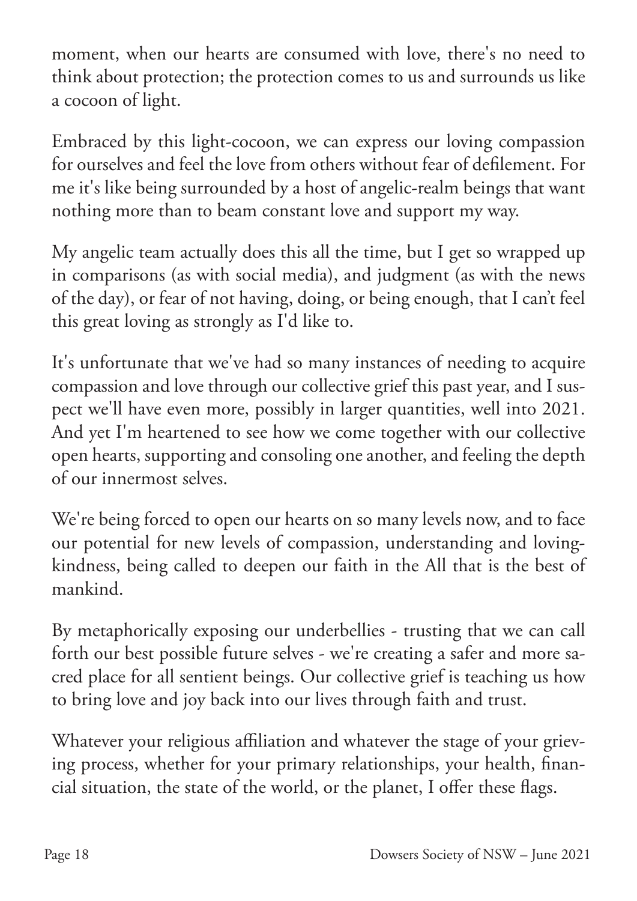moment, when our hearts are consumed with love, there's no need to think about protection; the protection comes to us and surrounds us like a cocoon of light.

Embraced by this light-cocoon, we can express our loving compassion for ourselves and feel the love from others without fear of defilement. For me it's like being surrounded by a host of angelic-realm beings that want nothing more than to beam constant love and support my way.

My angelic team actually does this all the time, but I get so wrapped up in comparisons (as with social media), and judgment (as with the news of the day), or fear of not having, doing, or being enough, that I can't feel this great loving as strongly as I'd like to.

It's unfortunate that we've had so many instances of needing to acquire compassion and love through our collective grief this past year, and I suspect we'll have even more, possibly in larger quantities, well into 2021. And yet I'm heartened to see how we come together with our collective open hearts, supporting and consoling one another, and feeling the depth of our innermost selves.

We're being forced to open our hearts on so many levels now, and to face our potential for new levels of compassion, understanding and loving-kindness, being called to deepen our faith in the All that is the best of mankind.

By metaphorically exposing our underbellies - trusting that we can call forth our best possible future selves - we're creating a safer and more sacred place for all sentient beings. Our collective grief is teaching us how to bring love and joy back into our lives through faith and trust.

Whatever your religious affiliation and whatever the stage of your grieving process, whether for your primary relationships, your health, financial situation, the state of the world, or the planet, I offer these flags.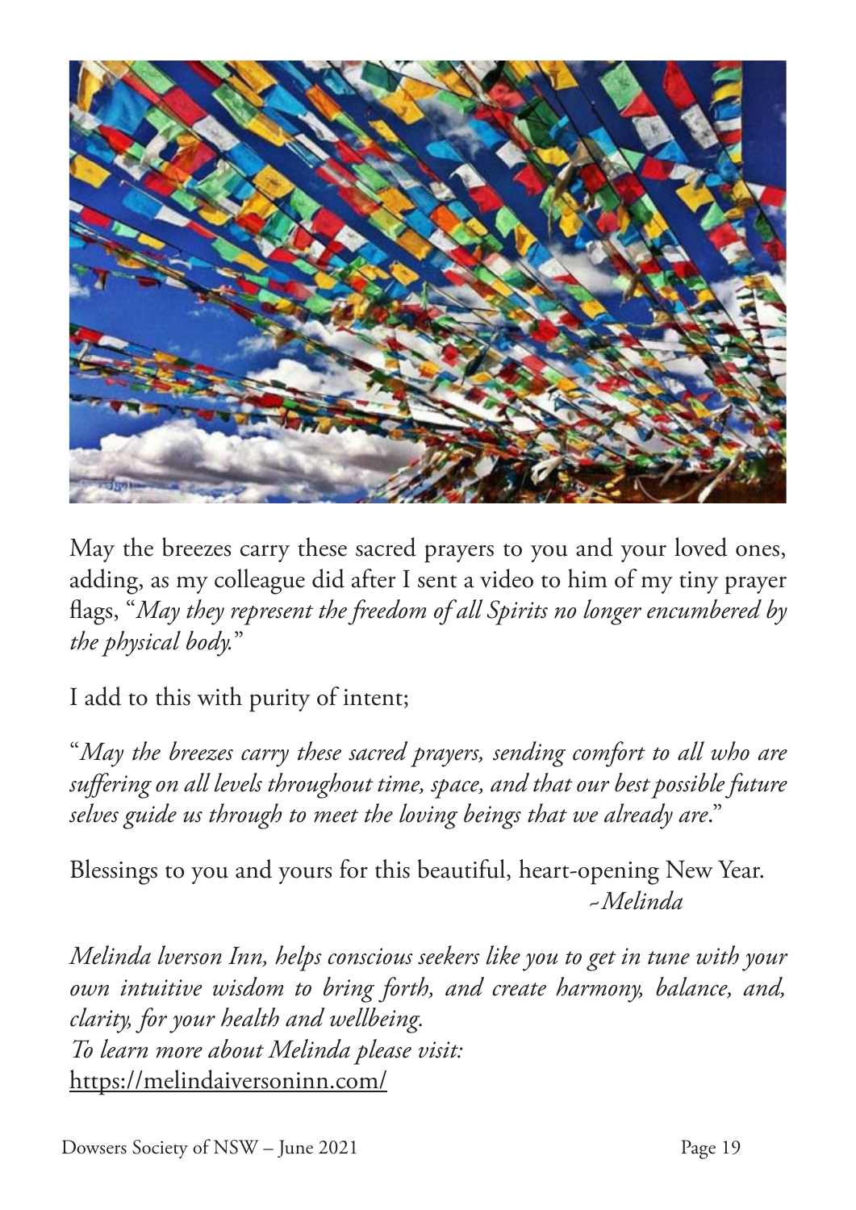May the breezes carry these sacred prayers to you and your loved ones, adding, as my colleague did after I sent a video to him of my tiny prayer flags, "*May they represent the freedom of all Spirits no longer encumbered by the physical body.*"

I add to this with purity of intent;

"*May the breezes carry these sacred prayers, sending comfort to all who are suffering on all levels throughout time, space, and that our best possible future selves guide us through to meet the loving beings that we already are*."

Blessings to you and yours for this beautiful, heart-opening New Year.

*~Melinda*

*Melinda lverson Inn, helps conscious seekers like you to get in tune with your own intuitive wisdom to bring forth, and create harmony, balance, and, clarity, for your health and wellbeing.*
*To learn more about Melinda please visit:*
https://melindaiversoninn.com/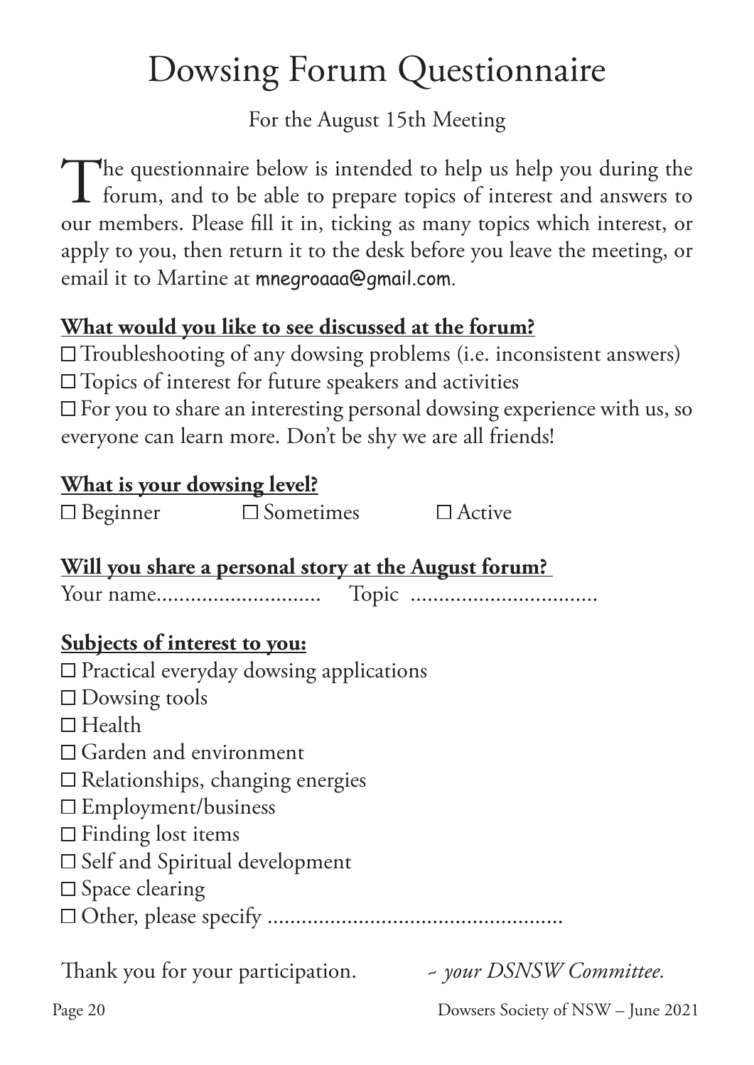# Dowsing Forum Questionnaire

For the August 15th Meeting

The questionnaire below is intended to help us help you during the forum, and to be able to prepare topics of interest and answers to our members. Please fill it in, ticking as many topics which interest, or apply to you, then return it to the desk before you leave the meeting, or email it to Martine at mnegroaaa@gmail.com.

**What would you like to see discussed at the forum?**

☐ Troubleshooting of any dowsing problems (i.e. inconsistent answers)
☐ Topics of interest for future speakers and activities
☐ For you to share an interesting personal dowsing experience with us, so everyone can learn more. Don't be shy we are all friends!

**What is your dowsing level?**

☐ Beginner ☐ Sometimes ☐ Active

**Will you share a personal story at the August forum?**

Your name............................ Topic ................................

**Subjects of interest to you:**

☐ Practical everyday dowsing applications
☐ Dowsing tools
☐ Health
☐ Garden and environment
☐ Relationships, changing energies
☐ Employment/business
☐ Finding lost items
☐ Self and Spiritual development
☐ Space clearing
☐ Other, please specify ...................................................

Thank you for your participation. *~ your DSNSW Committee.*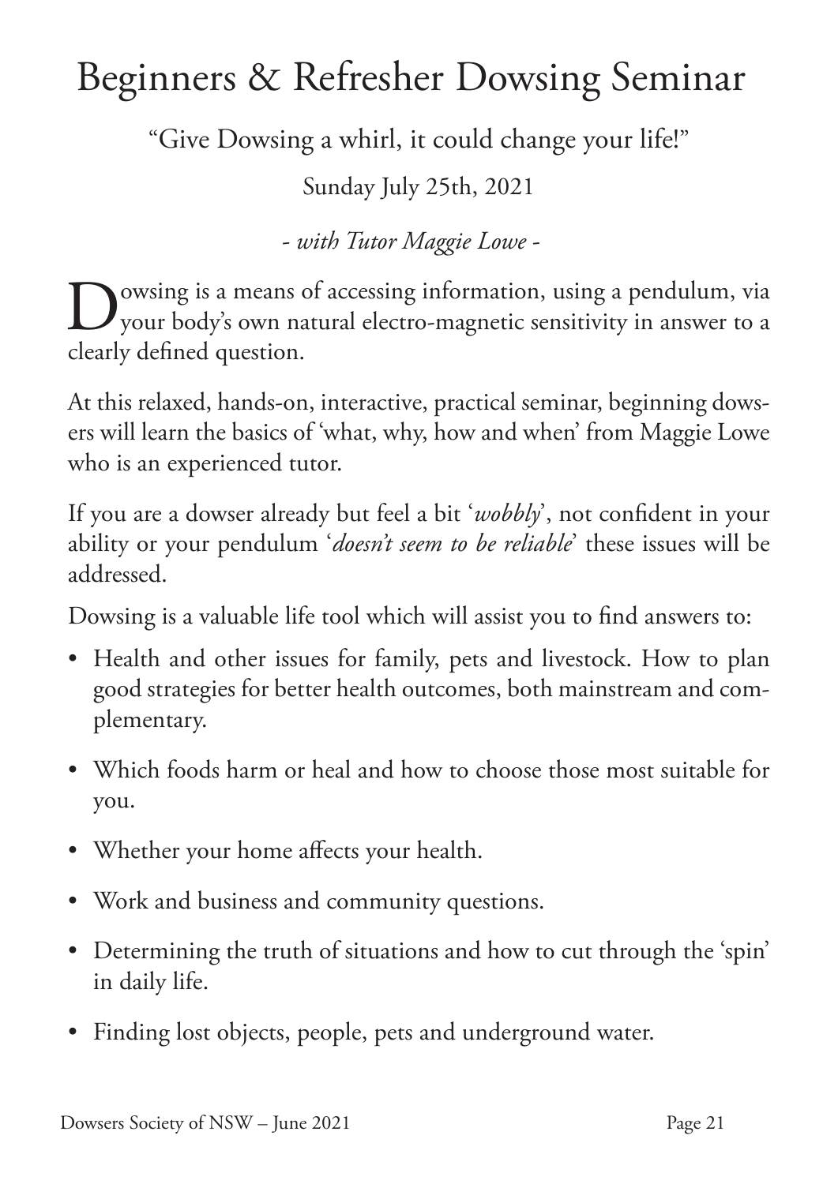# Beginners & Refresher Dowsing Seminar

"Give Dowsing a whirl, it could change your life!"

Sunday July 25th, 2021

*- with Tutor Maggie Lowe -*

Dowsing is a means of accessing information, using a pendulum, via your body's own natural electro-magnetic sensitivity in answer to a clearly defined question.

At this relaxed, hands-on, interactive, practical seminar, beginning dowsers will learn the basics of 'what, why, how and when' from Maggie Lowe who is an experienced tutor.

If you are a dowser already but feel a bit '*wobbly*', not confident in your ability or your pendulum '*doesn't seem to be reliable*' these issues will be addressed.

Dowsing is a valuable life tool which will assist you to find answers to:

- Health and other issues for family, pets and livestock. How to plan good strategies for better health outcomes, both mainstream and complementary.
- Which foods harm or heal and how to choose those most suitable for you.
- Whether your home affects your health.
- Work and business and community questions.
- Determining the truth of situations and how to cut through the 'spin' in daily life.
- Finding lost objects, people, pets and underground water.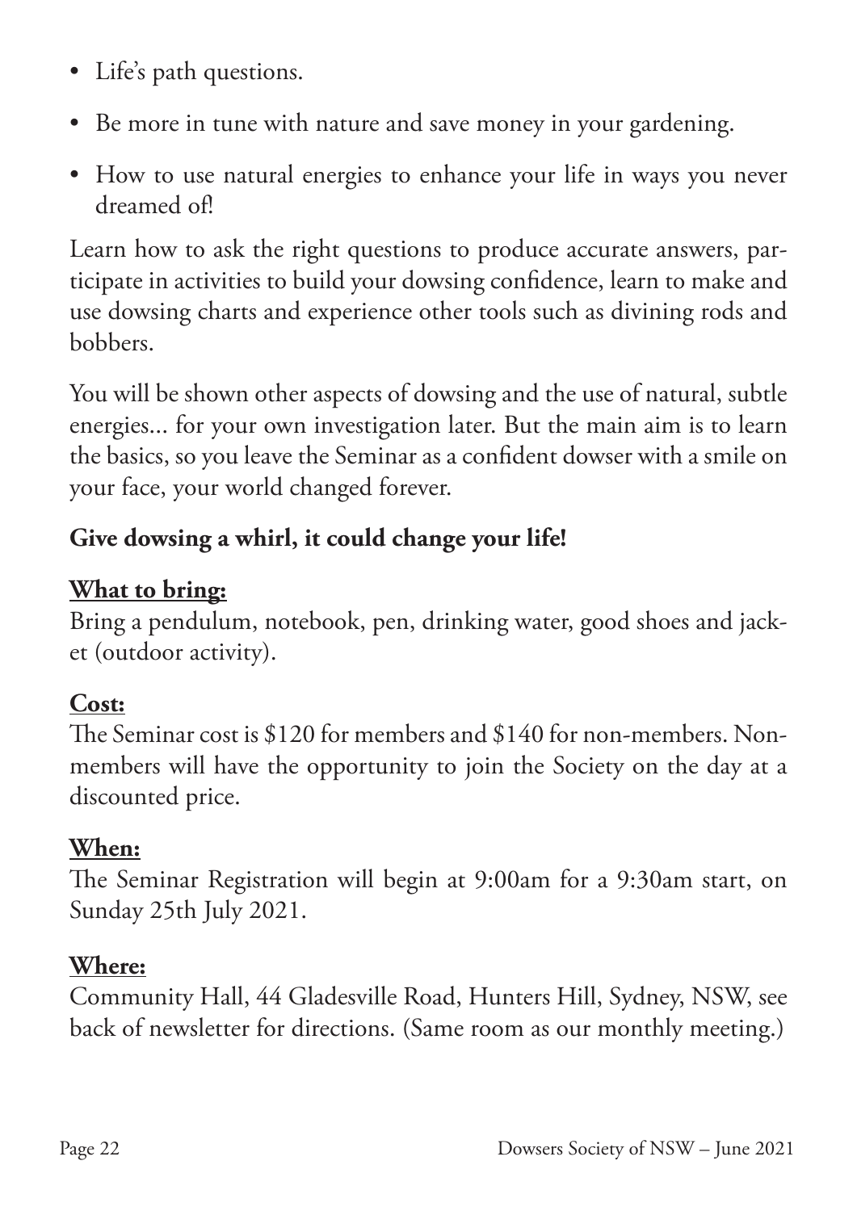- Life's path questions.
- Be more in tune with nature and save money in your gardening.
- How to use natural energies to enhance your life in ways you never dreamed of!

Learn how to ask the right questions to produce accurate answers, participate in activities to build your dowsing confidence, learn to make and use dowsing charts and experience other tools such as divining rods and bobbers.

You will be shown other aspects of dowsing and the use of natural, subtle energies... for your own investigation later. But the main aim is to learn the basics, so you leave the Seminar as a confident dowser with a smile on your face, your world changed forever.

**Give dowsing a whirl, it could change your life!**

**<u>What to bring:</u>**
Bring a pendulum, notebook, pen, drinking water, good shoes and jacket (outdoor activity).

**<u>Cost:</u>**
The Seminar cost is $120 for members and $140 for non-members. Non-members will have the opportunity to join the Society on the day at a discounted price.

**<u>When:</u>**
The Seminar Registration will begin at 9:00am for a 9:30am start, on Sunday 25th July 2021.

**<u>Where:</u>**
Community Hall, 44 Gladesville Road, Hunters Hill, Sydney, NSW, see back of newsletter for directions. (Same room as our monthly meeting.)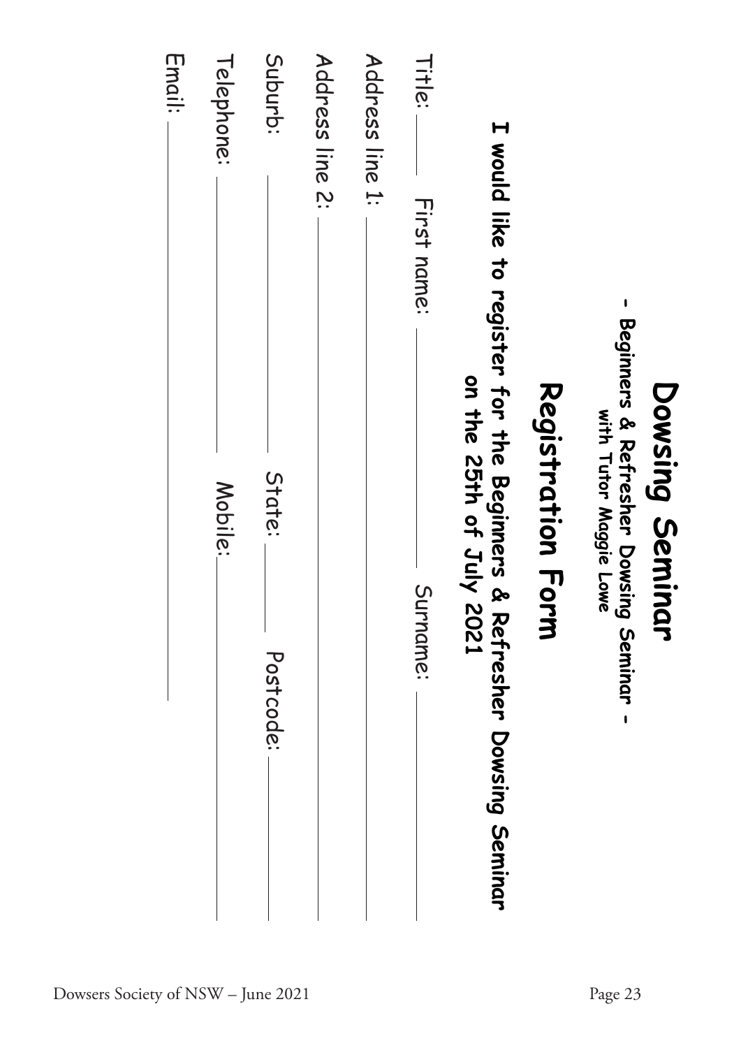# Dowsing Seminar

**- Beginners & Refresher Dowsing Seminar -**

**with Tutor Maggie Lowe**

## Registration Form

**I would like to register for the Beginners & Refresher Dowsing Seminar on the 25th of July 2021**

Title: ______ First name: ____________________ Surname: ____________________

Address line 1: ____________________________________________

Address line 2: ____________________________________________

Suburb: ____________________ State: __________ Postcode: __________

Telephone: ____________________ Mobile: ____________________

Email: ____________________________________________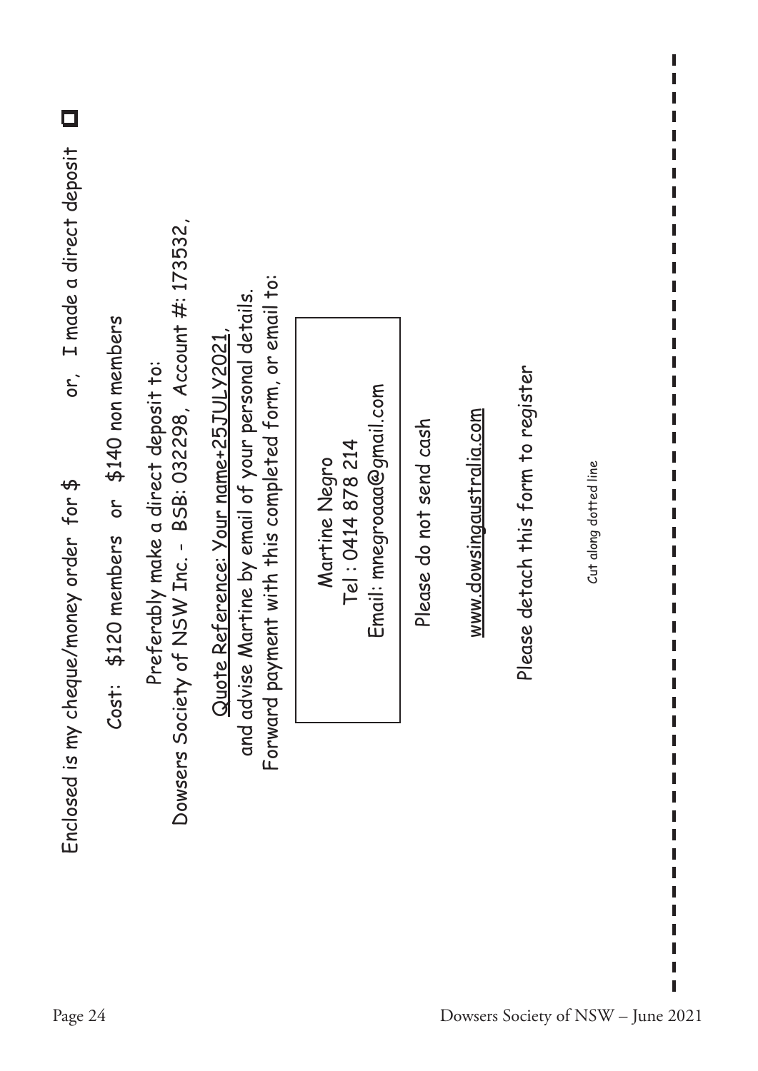Enclosed is my cheque/money order for $ or, I made a direct deposit ☐

Cost: $120 members or $140 non members

Preferably make a direct deposit to:
Dowsers Society of NSW Inc. - BSB: 032298, Account #: 173532,

Quote Reference: Your name+25JULY2021,
and advise Martine by email of your personal details.
Forward payment with this completed form, or email to:

| Martine Negro |
| --- |
| Tel : 0414 878 214 |
| Email: mnegroaaa@gmail.com |

Please do not send cash

www.dowsingaustralia.com

Please detach this form to register

Cut along dotted line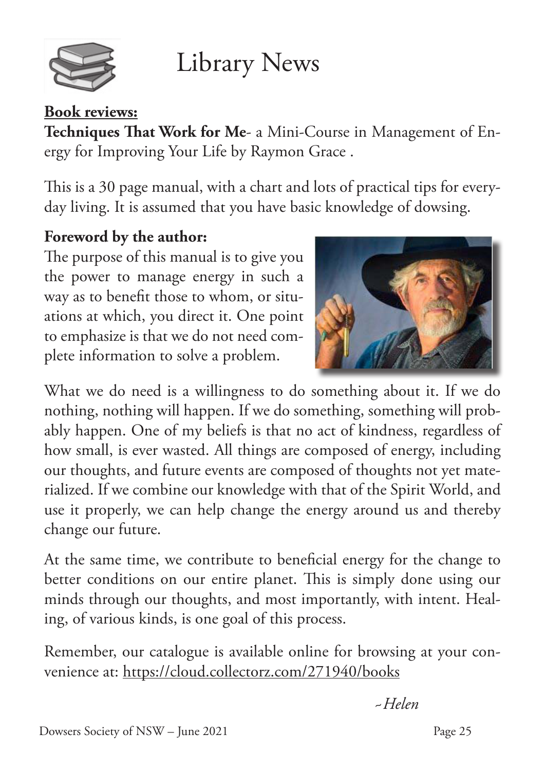# Library News

**Book reviews:**

**Techniques That Work for Me**- a Mini-Course in Management of Energy for Improving Your Life by Raymon Grace .

This is a 30 page manual, with a chart and lots of practical tips for everyday living. It is assumed that you have basic knowledge of dowsing.

**Foreword by the author:**

The purpose of this manual is to give you the power to manage energy in such a way as to benefit those to whom, or situations at which, you direct it. One point to emphasize is that we do not need complete information to solve a problem.

What we do need is a willingness to do something about it. If we do nothing, nothing will happen. If we do something, something will probably happen. One of my beliefs is that no act of kindness, regardless of how small, is ever wasted. All things are composed of energy, including our thoughts, and future events are composed of thoughts not yet materialized. If we combine our knowledge with that of the Spirit World, and use it properly, we can help change the energy around us and thereby change our future.

At the same time, we contribute to beneficial energy for the change to better conditions on our entire planet. This is simply done using our minds through our thoughts, and most importantly, with intent. Healing, of various kinds, is one goal of this process.

Remember, our catalogue is available online for browsing at your convenience at: https://cloud.collectorz.com/271940/books

*~Helen*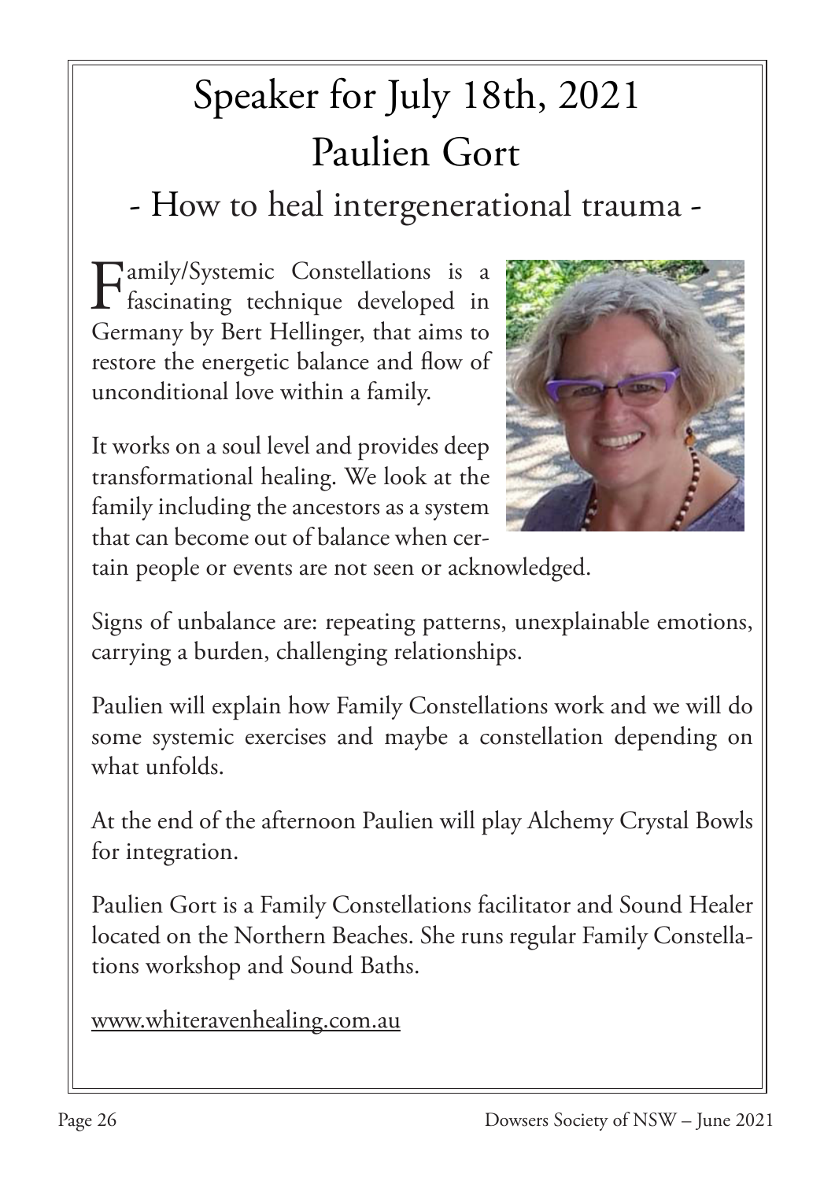# Speaker for July 18th, 2021

# Paulien Gort

## - How to heal intergenerational trauma -

Family/Systemic Constellations is a fascinating technique developed in Germany by Bert Hellinger, that aims to restore the energetic balance and flow of unconditional love within a family.

It works on a soul level and provides deep transformational healing. We look at the family including the ancestors as a system that can become out of balance when certain people or events are not seen or acknowledged.

Signs of unbalance are: repeating patterns, unexplainable emotions, carrying a burden, challenging relationships.

Paulien will explain how Family Constellations work and we will do some systemic exercises and maybe a constellation depending on what unfolds.

At the end of the afternoon Paulien will play Alchemy Crystal Bowls for integration.

Paulien Gort is a Family Constellations facilitator and Sound Healer located on the Northern Beaches. She runs regular Family Constellations workshop and Sound Baths.

www.whiteravenhealing.com.au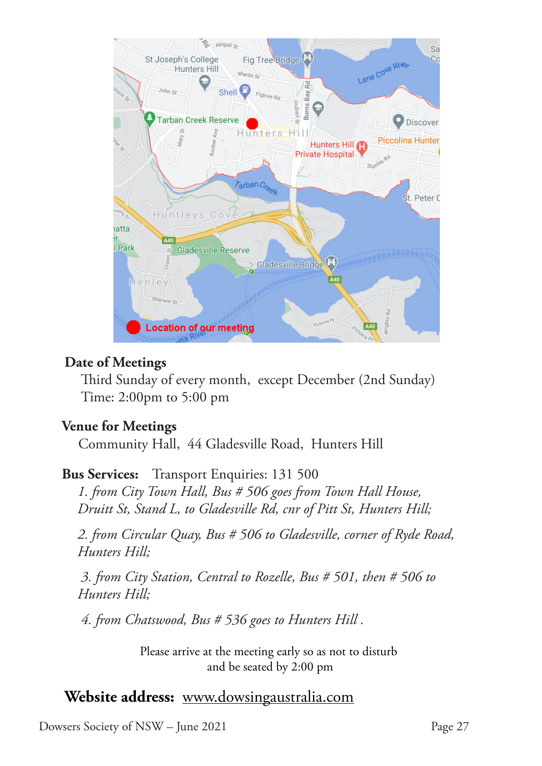Location of our meeting

**Date of Meetings**

Third Sunday of every month, except December (2nd Sunday)
Time: 2:00pm to 5:00 pm

**Venue for Meetings**

Community Hall, 44 Gladesville Road, Hunters Hill

**Bus Services:** Transport Enquiries: 131 500

*1. from City Town Hall, Bus # 506 goes from Town Hall House, Druitt St, Stand L, to Gladesville Rd, cnr of Pitt St, Hunters Hill;*

*2. from Circular Quay, Bus # 506 to Gladesville, corner of Ryde Road, Hunters Hill;*

*3. from City Station, Central to Rozelle, Bus # 501, then # 506 to Hunters Hill;*

*4. from Chatswood, Bus # 536 goes to Hunters Hill .*

Please arrive at the meeting early so as not to disturb and be seated by 2:00 pm

**Website address:** www.dowsingaustralia.com